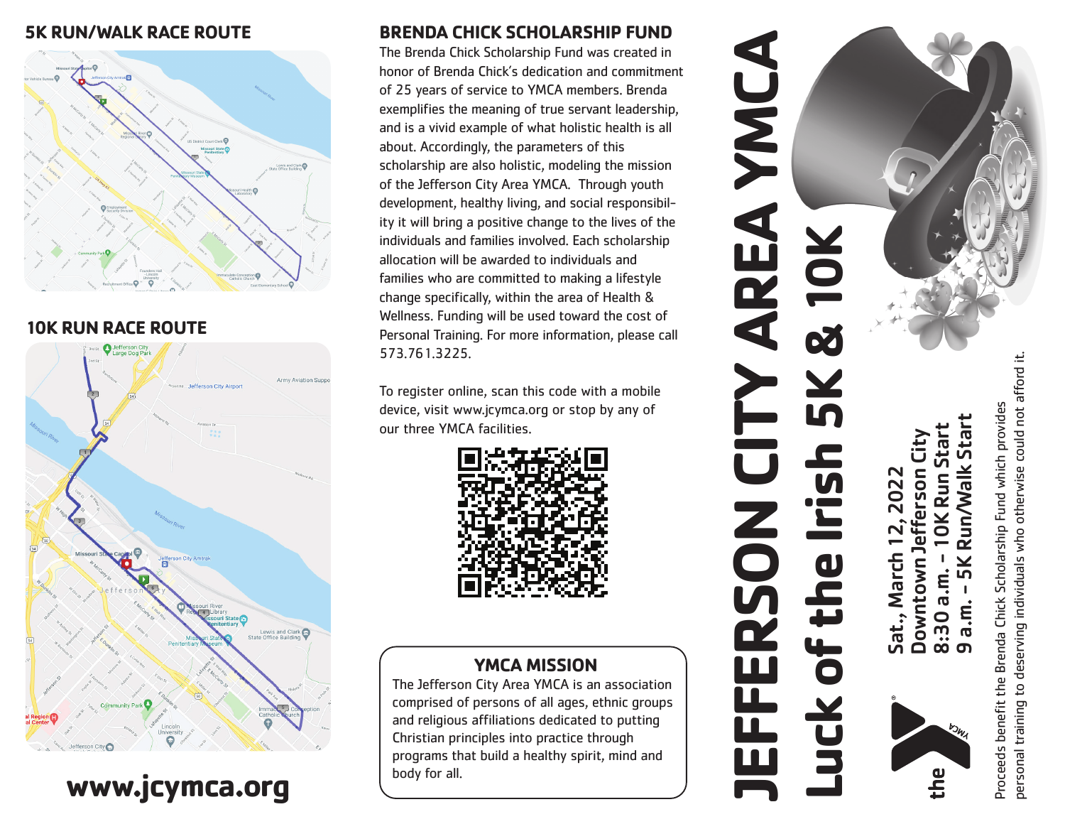## 5K RUN/WALK RACE ROUTE

## 10K RUN RACE ROUTE

**www.jcymca.org**

## BRENDA CHICK SCHOLARSHIP FUND

The Brenda Chick Scholarship Fund was created in honor of Brenda Chick's dedication and commitment of 25 years of service to YMCA members. Brenda exemplifies the meaning of true servant leadership, and is a vivid example of what holistic health is all about. Accordingly, the parameters of this scholarship are also holistic, modeling the mission of the Jefferson City Area YMCA. Through youth development, healthy living, and social responsibility it will bring a positive change to the lives of the individuals and families involved. Each scholarship allocation will be awarded to individuals and families who are committed to making a lifestyle change specifically, within the area of Health & Wellness. Funding will be used toward the cost of Personal Training. For more information, please call 573.761.3225.

To register online, scan this code with a mobile device, visit www.jcymca.org or stop by any of our three YMCA facilities.

### YMCA MISSION

The Jefferson City Area YMCA is an association comprised of persons of all ages, ethnic groups and religious affiliations dedicated to putting Christian principles into practice through programs that build a healthy spirit, mind and body for all.

# JEFFERSON CITY AREA YMCA

# Luck of the Irish 5K & 10K

**Sat., March 12, 2022**
**Downtown Jefferson City**
**8:30 a.m. – 10K Run Start**
**9 a.m. – 5K Run/Walk Start**

the YMCA

Proceeds benefit the Brenda Chick Scholarship Fund which provides personal training to deserving individuals who otherwise could not afford it.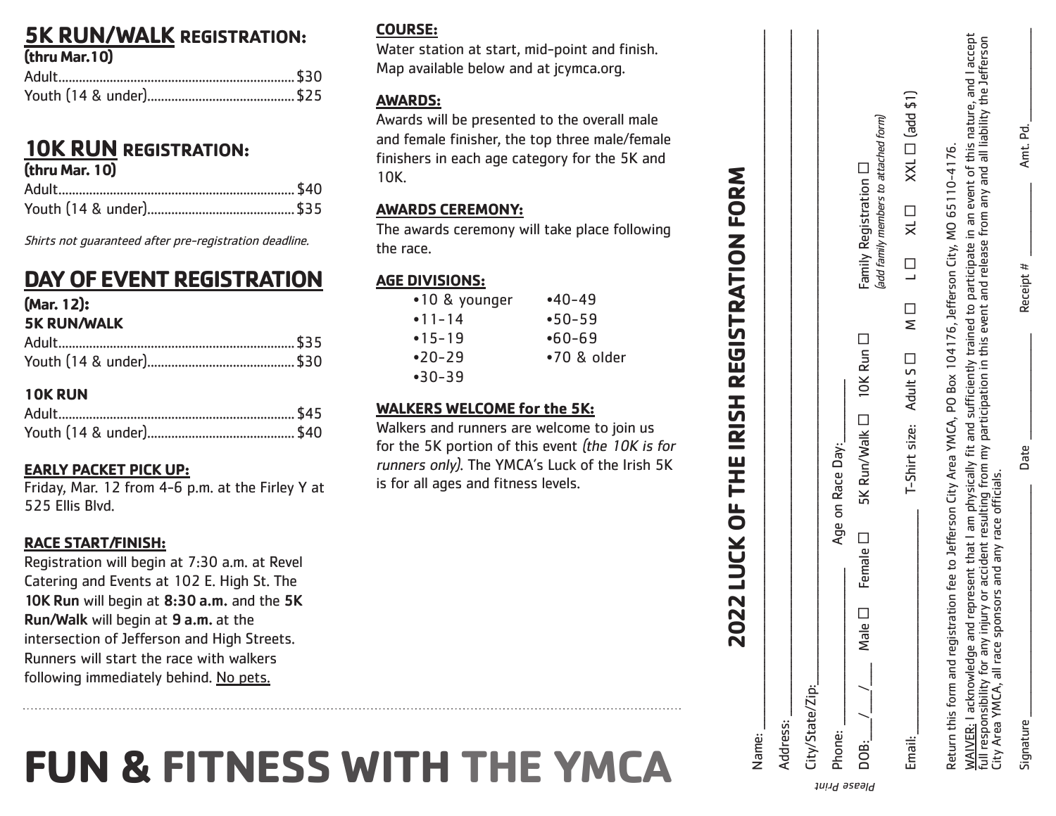## 5K RUN/WALK REGISTRATION:

**(thru Mar.10)**

Adult........................................................................$30
Youth (14 & under)..........................................$25

## 10K RUN REGISTRATION:

**(thru Mar. 10)**

Adult........................................................................$40
Youth (14 & under)..........................................$35

*Shirts not guaranteed after pre-registration deadline.*

## DAY OF EVENT REGISTRATION

**(Mar. 12):**

**5K RUN/WALK**

Adult........................................................................$35
Youth (14 & under)..........................................$30

**10K RUN**

Adult........................................................................$45
Youth (14 & under)..........................................$40

**EARLY PACKET PICK UP:**

Friday, Mar. 12 from 4-6 p.m. at the Firley Y at 525 Ellis Blvd.

**RACE START/FINISH:**

Registration will begin at 7:30 a.m. at Revel Catering and Events at 102 E. High St. The **10K Run** will begin at **8:30 a.m.** and the **5K Run/Walk** will begin at **9 a.m.** at the intersection of Jefferson and High Streets. Runners will start the race with walkers following immediately behind. No pets.

**COURSE:**

Water station at start, mid-point and finish. Map available below and at jcymca.org.

**AWARDS:**

Awards will be presented to the overall male and female finisher, the top three male/female finishers in each age category for the 5K and 10K.

**AWARDS CEREMONY:**

The awards ceremony will take place following the race.

**AGE DIVISIONS:**

- 10 & younger
- 11-14
- 15-19
- 20-29
- 30-39
- 40-49
- 50-59
- 60-69
- 70 & older

**WALKERS WELCOME for the 5K:**

Walkers and runners are welcome to join us for the 5K portion of this event *(the 10K is for runners only)*. The YMCA's Luck of the Irish 5K is for all ages and fitness levels.

# FUN & FITNESS WITH THE YMCA

## 2022 LUCK OF THE IRISH REGISTRATION FORM

*Please Print*

Name: ____________________

Address: ____________________

City/State/Zip: ____________________

Phone: ____________________ Age on Race Day: ________

DOB: ___/___/___ Male ☐ Female ☐ 5K Run/Walk ☐ 10K Run ☐ Family Registration ☐ *(add family members to attached form)*

Email: ____________________ T-Shirt size: Adult S ☐ M ☐ L ☐ XL ☐ XXL ☐ (add $1)

Return this form and registration fee to Jefferson City Area YMCA, PO Box 104176, Jefferson City, MO 65110-4176.

WAIVER: I acknowledge and represent that I am physically fit and sufficiently trained to participate in an event of this nature, and I accept full responsibility for any injury or accident resulting from my participation in this event and release from any and all liability the Jefferson City Area YMCA, all race sponsors and any race officials.

Signature ____________________ Date ____________ Receipt # ____________ Amt. Pd. ________